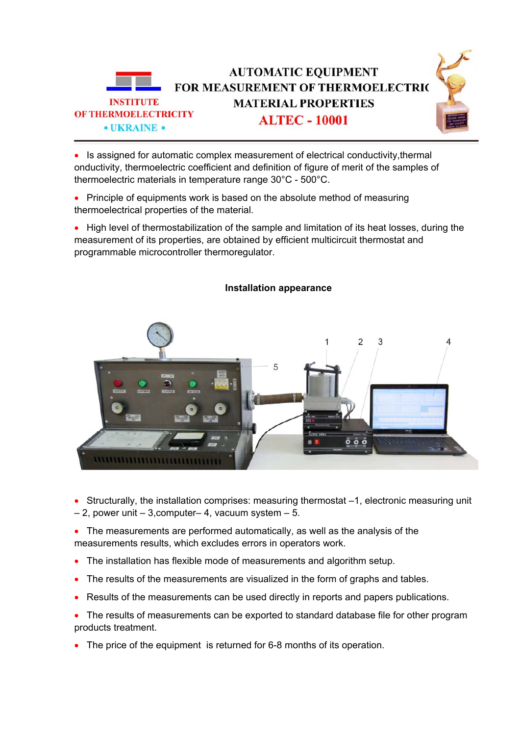INSTITUTE OF THERMOELECTRICITY • UKRAINE •

# AUTOMATIC EQUIPMENT FOR MEASUREMENT OF THERMOELECTRIC MATERIAL PROPERTIES

# ALTEC - 10001

- Is assigned for automatic complex measurement of electrical conductivity,thermal onductivity, thermoelectric coefficient and definition of figure of merit of the samples of thermoelectric materials in temperature range 30°C - 500°C.
- Principle of equipments work is based on the absolute method of measuring thermoelectrical properties of the material.
- High level of thermostabilization of the sample and limitation of its heat losses, during the measurement of its properties, are obtained by efficient multicircuit thermostat and programmable microcontroller thermoregulator.

**Installation appearance**

- Structurally, the installation comprises: measuring thermostat –1, electronic measuring unit – 2, power unit – 3,computer– 4, vacuum system – 5.
- The measurements are performed automatically, as well as the analysis of the measurements results, which excludes errors in operators work.
- The installation has flexible mode of measurements and algorithm setup.
- The results of the measurements are visualized in the form of graphs and tables.
- Results of the measurements can be used directly in reports and papers publications.
- The results of measurements can be exported to standard database file for other program products treatment.
- The price of the equipment is returned for 6-8 months of its operation.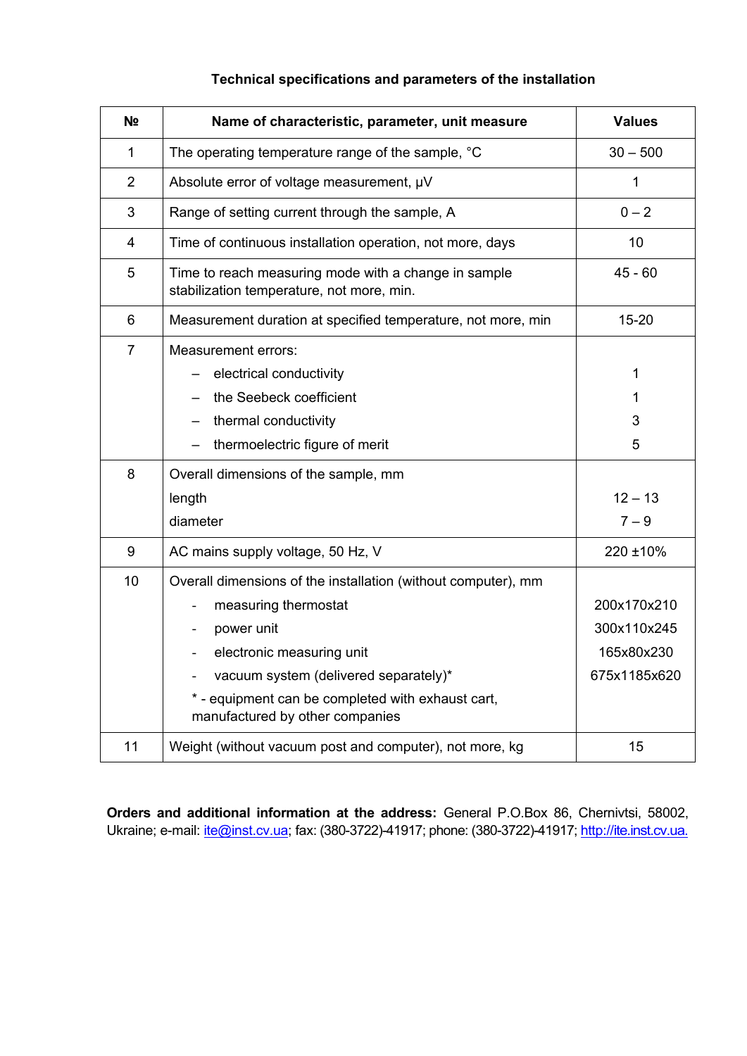**Technical specifications and parameters of the installation**

| № | Name of characteristic, parameter, unit measure | Values |
|---|---|---|
| 1 | The operating temperature range of the sample, °C | 30 – 500 |
| 2 | Absolute error of voltage measurement, μV | 1 |
| 3 | Range of setting current through the sample, A | 0 – 2 |
| 4 | Time of continuous installation operation, not more, days | 10 |
| 5 | Time to reach measuring mode with a change in sample stabilization temperature, not more, min. | 45 - 60 |
| 6 | Measurement duration at specified temperature, not more, min | 15-20 |
| 7 | Measurement errors: | |
| | – electrical conductivity | 1 |
| | – the Seebeck coefficient | 1 |
| | – thermal conductivity | 3 |
| | – thermoelectric figure of merit | 5 |
| 8 | Overall dimensions of the sample, mm | |
| | length | 12 – 13 |
| | diameter | 7 – 9 |
| 9 | AC mains supply voltage, 50 Hz, V | 220 ±10% |
| 10 | Overall dimensions of the installation (without computer), mm | |
| | - measuring thermostat | 200x170x210 |
| | - power unit | 300x110x245 |
| | - electronic measuring unit | 165x80x230 |
| | - vacuum system (delivered separately)* | 675x1185x620 |
| | * - equipment can be completed with exhaust cart, manufactured by other companies | |
| 11 | Weight (without vacuum post and computer), not more, kg | 15 |

**Orders and additional information at the address:** General P.O.Box 86, Chernivtsi, 58002, Ukraine; e-mail: ite@inst.cv.ua; fax: (380-3722)-41917; phone: (380-3722)-41917; http://ite.inst.cv.ua.